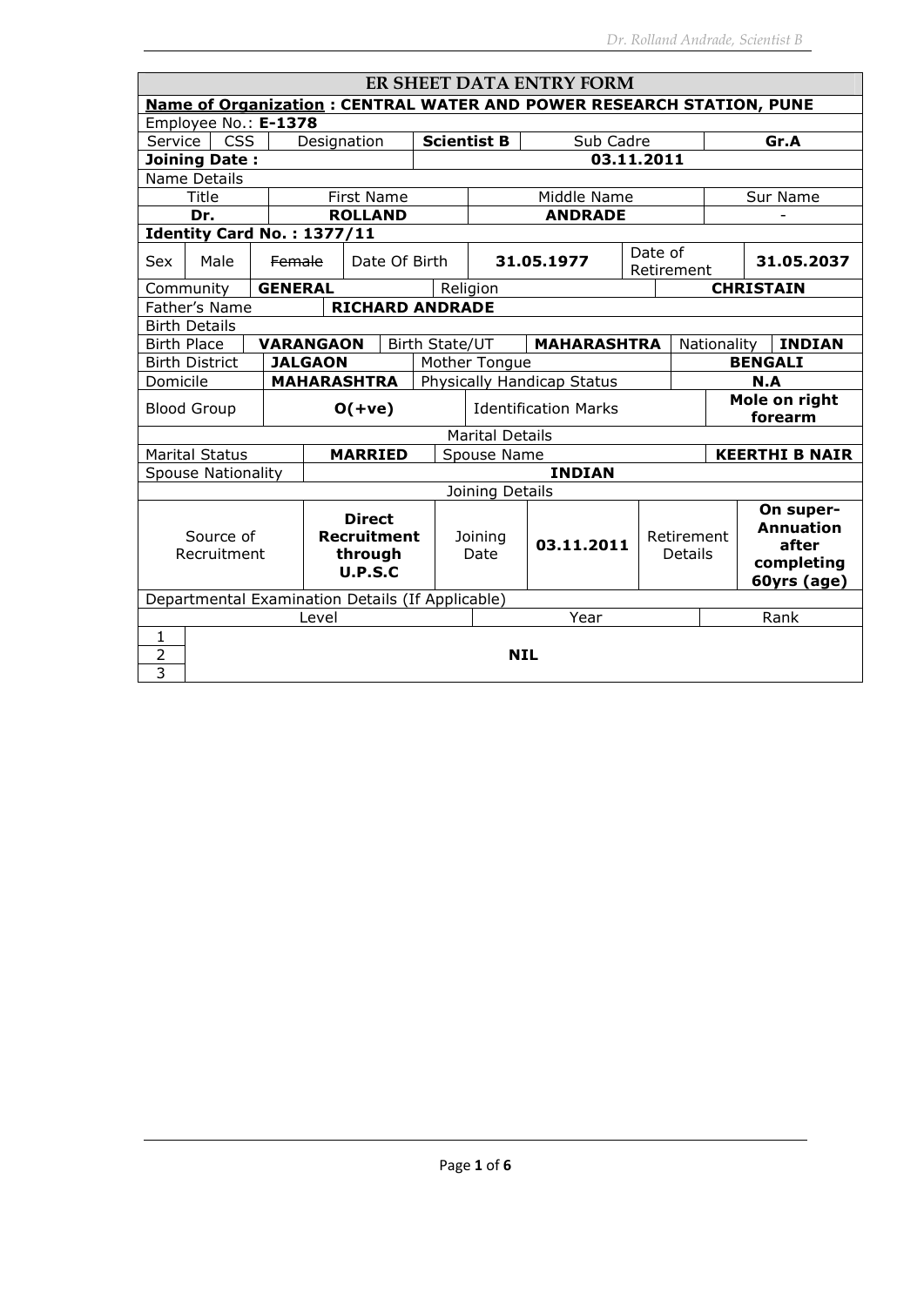# ER SHEET DATA ENTRY FORM

**Name of Organization : CENTRAL WATER AND POWER RESEARCH STATION, PUNE**

Employee No.: **E-1378**

| Service | CSS | Designation | **Scientist B** | Sub Cadre | **Gr.A** |
|---|---|---|---|---|---|
| **Joining Date :** | | | **03.11.2011** | | |

Name Details

| Title | First Name | Middle Name | Sur Name |
|---|---|---|---|
| **Dr.** | **ROLLAND** | **ANDRADE** | - |

**Identity Card No. : 1377/11**

| Sex | Male | ~~Female~~ | Date Of Birth | **31.05.1977** | Date of Retirement | **31.05.2037** |
|---|---|---|---|---|---|---|
| Community | **GENERAL** | | Religion | | | **CHRISTAIN** |
| Father's Name | **RICHARD ANDRADE** | | | | | |

Birth Details

| Birth Place | **VARANGAON** | Birth State/UT | **MAHARASHTRA** | Nationality | **INDIAN** |
|---|---|---|---|---|---|
| Birth District | **JALGAON** | Mother Tongue | | | **BENGALI** |
| Domicile | **MAHARASHTRA** | Physically Handicap Status | | | **N.A** |
| Blood Group | **O(+ve)** | Identification Marks | | | **Mole on right forearm** |

Marital Details

| Marital Status | **MARRIED** | Spouse Name | **KEERTHI B NAIR** |
|---|---|---|---|
| Spouse Nationality | **INDIAN** | | |

Joining Details

| Source of Recruitment | **Direct Recruitment through U.P.S.C** | Joining Date | **03.11.2011** | Retirement Details | **On super-Annuation after completing 60yrs (age)** |
|---|---|---|---|---|---|

Departmental Examination Details (If Applicable)

| | Level | Year | Rank |
|---|---|---|---|
| 1 | | | |
| 2 | | **NIL** | |
| 3 | | | |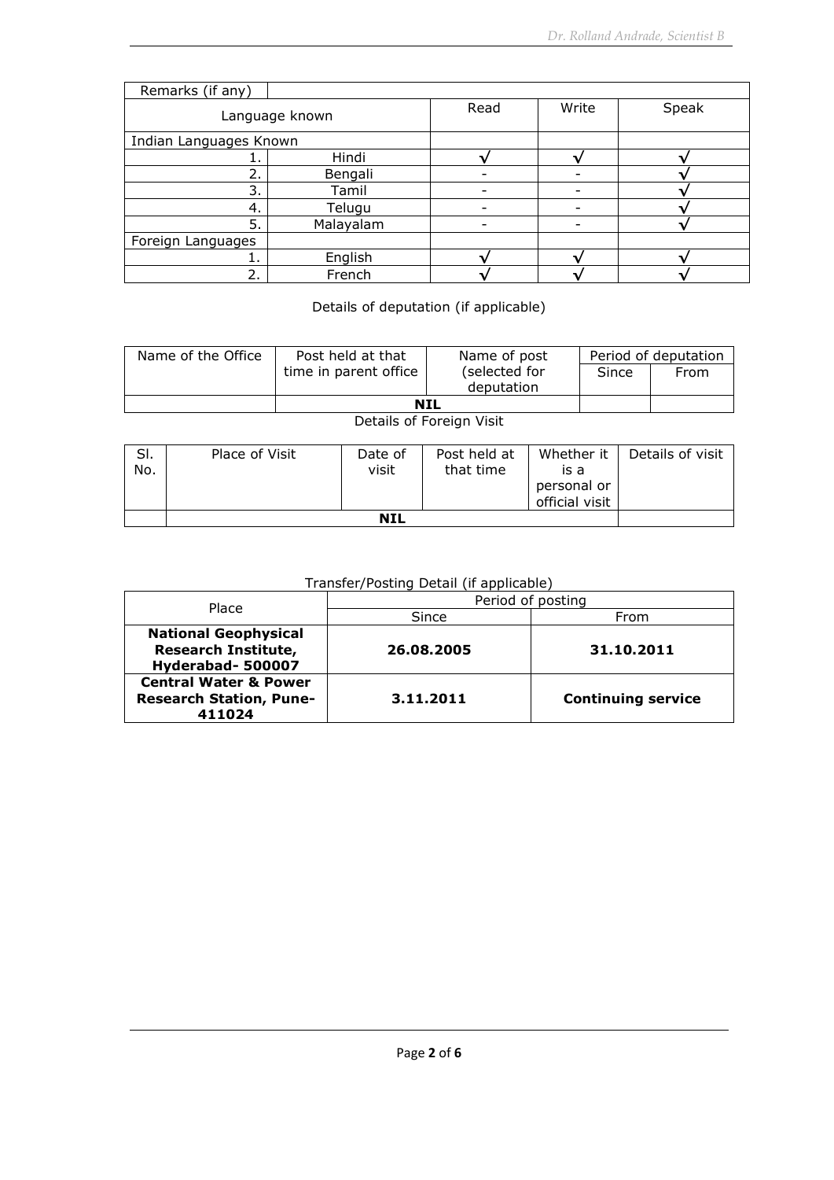| Remarks (if any) | | | | |
|---|---|---|---|---|
| Language known | | Read | Write | Speak |
| Indian Languages Known | | | | |
| 1. | Hindi | √ | √ | √ |
| 2. | Bengali | - | - | √ |
| 3. | Tamil | - | - | √ |
| 4. | Telugu | - | - | √ |
| 5. | Malayalam | - | - | √ |
| Foreign Languages | | | | |
| 1. | English | √ | √ | √ |
| 2. | French | √ | √ | √ |

Details of deputation (if applicable)

| Name of the Office | Post held at that time in parent office | Name of post (selected for deputation | Period of deputation | |
|---|---|---|---|---|
| | | | Since | From |
| | NIL | | | |

Details of Foreign Visit

| Sl. No. | Place of Visit | Date of visit | Post held at that time | Whether it is a personal or official visit | Details of visit |
|---|---|---|---|---|---|
| | NIL | | | | |

Transfer/Posting Detail (if applicable)

| Place | Period of posting | |
|---|---|---|
| | Since | From |
| **National Geophysical Research Institute, Hyderabad- 500007** | **26.08.2005** | **31.10.2011** |
| **Central Water & Power Research Station, Pune- 411024** | **3.11.2011** | **Continuing service** |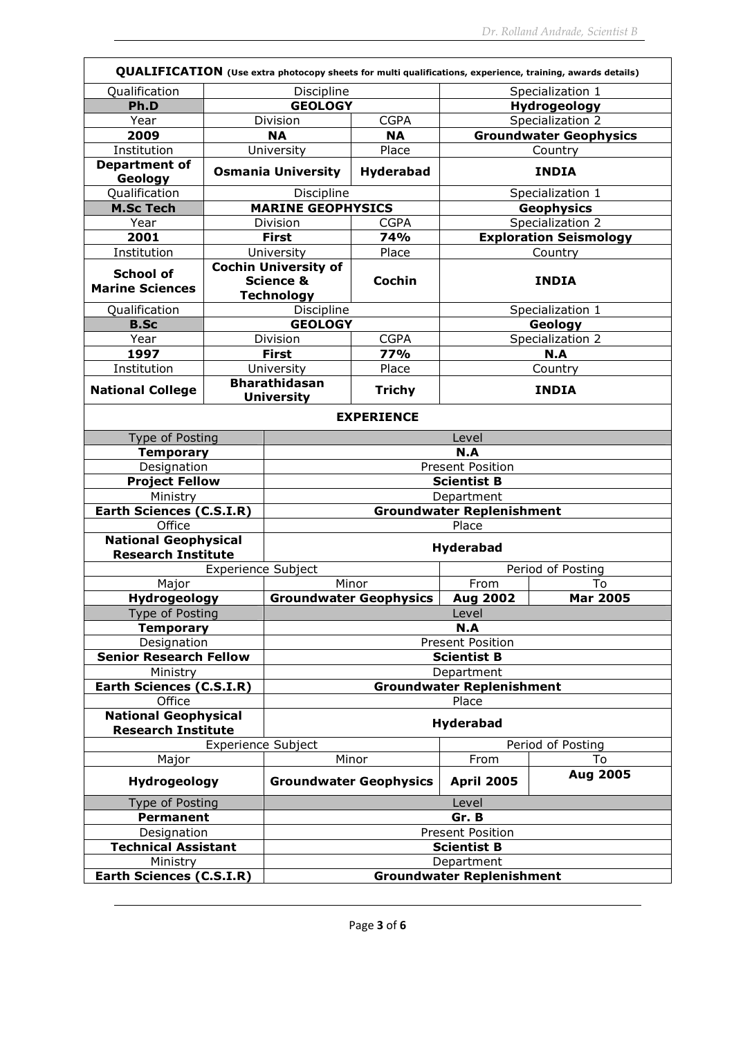**QUALIFICATION** (Use extra photocopy sheets for multi qualifications, experience, training, awards details)

| Qualification | Discipline | | Specialization 1 |
|---|---|---|---|
| **Ph.D** | **GEOLOGY** | | **Hydrogeology** |
| Year | Division | CGPA | Specialization 2 |
| **2009** | **NA** | **NA** | **Groundwater Geophysics** |
| Institution | University | Place | Country |
| **Department of Geology** | **Osmania University** | **Hyderabad** | **INDIA** |
| Qualification | Discipline | | Specialization 1 |
| **M.Sc Tech** | **MARINE GEOPHYSICS** | | **Geophysics** |
| Year | Division | CGPA | Specialization 2 |
| **2001** | **First** | **74%** | **Exploration Seismology** |
| Institution | University | Place | Country |
| **School of Marine Sciences** | **Cochin University of Science & Technology** | **Cochin** | **INDIA** |
| Qualification | Discipline | | Specialization 1 |
| **B.Sc** | **GEOLOGY** | | **Geology** |
| Year | Division | CGPA | Specialization 2 |
| **1997** | **First** | **77%** | **N.A** |
| Institution | University | Place | Country |
| **National College** | **Bharathidasan University** | **Trichy** | **INDIA** |

**EXPERIENCE**

| Type of Posting | Level | | |
|---|---|---|---|
| **Temporary** | **N.A** | | |
| Designation | Present Position | | |
| **Project Fellow** | **Scientist B** | | |
| Ministry | Department | | |
| **Earth Sciences (C.S.I.R)** | **Groundwater Replenishment** | | |
| Office | Place | | |
| **National Geophysical Research Institute** | **Hyderabad** | | |
| Experience Subject | | Period of Posting | |
| Major | Minor | From | To |
| **Hydrogeology** | **Groundwater Geophysics** | **Aug 2002** | **Mar 2005** |
| Type of Posting | Level | | |
| **Temporary** | **N.A** | | |
| Designation | Present Position | | |
| **Senior Research Fellow** | **Scientist B** | | |
| Ministry | Department | | |
| **Earth Sciences (C.S.I.R)** | **Groundwater Replenishment** | | |
| Office | Place | | |
| **National Geophysical Research Institute** | **Hyderabad** | | |
| Experience Subject | | Period of Posting | |
| Major | Minor | From | To |
| **Hydrogeology** | **Groundwater Geophysics** | **April 2005** | **Aug 2005** |
| Type of Posting | Level | | |
| **Permanent** | **Gr. B** | | |
| Designation | Present Position | | |
| **Technical Assistant** | **Scientist B** | | |
| Ministry | Department | | |
| **Earth Sciences (C.S.I.R)** | **Groundwater Replenishment** | | |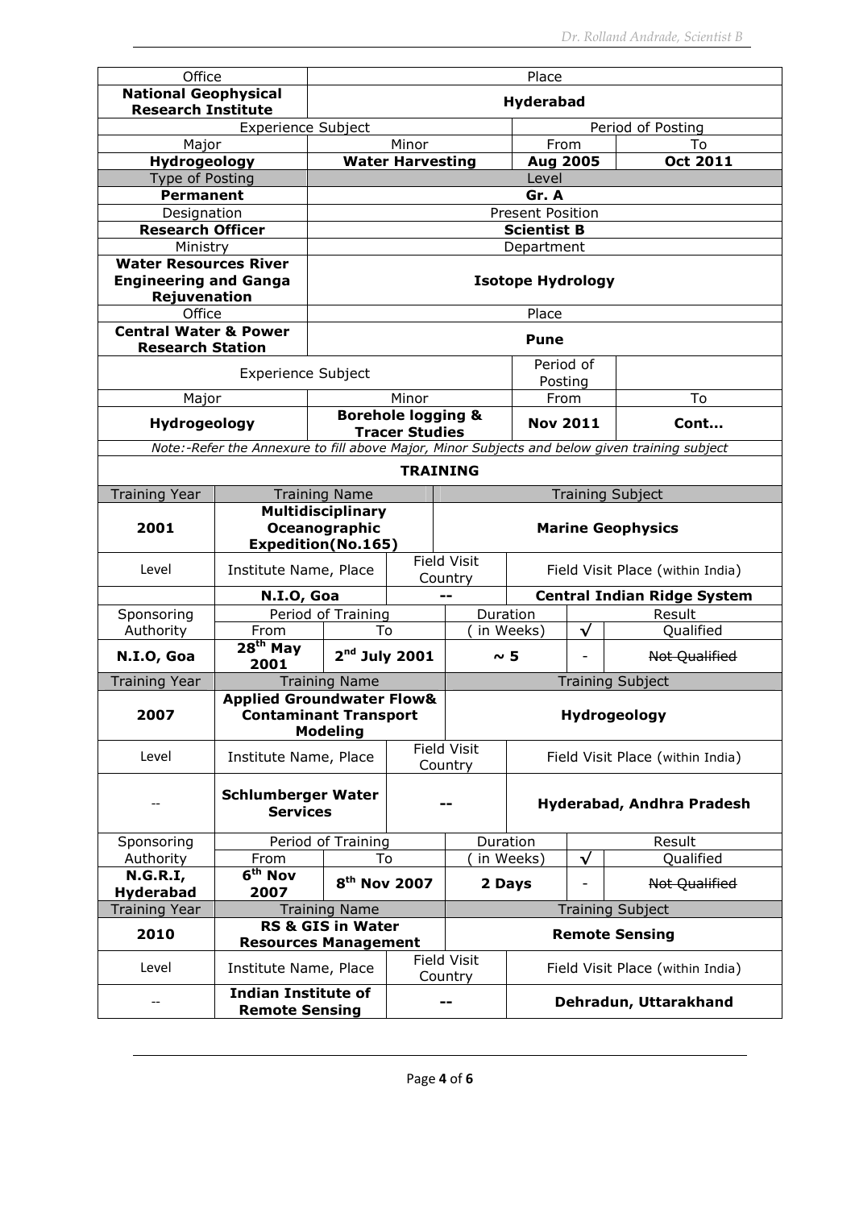| Office | Place | | |
|---|---|---|---|
| **National Geophysical Research Institute** | **Hyderabad** | | |
| Experience Subject | | Period of Posting | |
| Major | Minor | From | To |
| **Hydrogeology** | **Water Harvesting** | **Aug 2005** | **Oct 2011** |
| Type of Posting | Level | | |
| **Permanent** | **Gr. A** | | |
| Designation | Present Position | | |
| **Research Officer** | **Scientist B** | | |
| Ministry | Department | | |
| **Water Resources River Engineering and Ganga Rejuvenation** | **Isotope Hydrology** | | |
| Office | Place | | |
| **Central Water & Power Research Station** | **Pune** | | |
| Experience Subject | | Period of Posting | |
| Major | Minor | From | To |
| **Hydrogeology** | **Borehole logging & Tracer Studies** | **Nov 2011** | **Cont…** |

*Note:-Refer the Annexure to fill above Major, Minor Subjects and below given training subject*

**TRAINING**

| Training Year | Training Name | | Training Subject | | |
|---|---|---|---|---|---|
| **2001** | **Multidisciplinary Oceanographic Expedition(No.165)** | | **Marine Geophysics** | | |
| Level | Institute Name, Place | Field Visit Country | Field Visit Place (within India) | | |
| | **N.I.O, Goa** | **--** | **Central Indian Ridge System** | | |
| Sponsoring Authority | Period of Training From | To | Duration ( in Weeks) | √ | Result Qualified |
| **N.I.O, Goa** | **28th May 2001** | **2nd July 2001** | **~ 5** | - | ~~Not Qualified~~ |
| Training Year | Training Name | | Training Subject | | |
| **2007** | **Applied Groundwater Flow& Contaminant Transport Modeling** | | **Hydrogeology** | | |
| Level | Institute Name, Place | Field Visit Country | Field Visit Place (within India) | | |
| -- | **Schlumberger Water Services** | **--** | **Hyderabad, Andhra Pradesh** | | |
| Sponsoring Authority | Period of Training From | To | Duration ( in Weeks) | √ | Result Qualified |
| **N.G.R.I, Hyderabad** | **6th Nov 2007** | **8th Nov 2007** | **2 Days** | - | ~~Not Qualified~~ |
| Training Year | Training Name | | Training Subject | | |
| **2010** | **RS & GIS in Water Resources Management** | | **Remote Sensing** | | |
| Level | Institute Name, Place | Field Visit Country | Field Visit Place (within India) | | |
| -- | **Indian Institute of Remote Sensing** | **--** | **Dehradun, Uttarakhand** | | |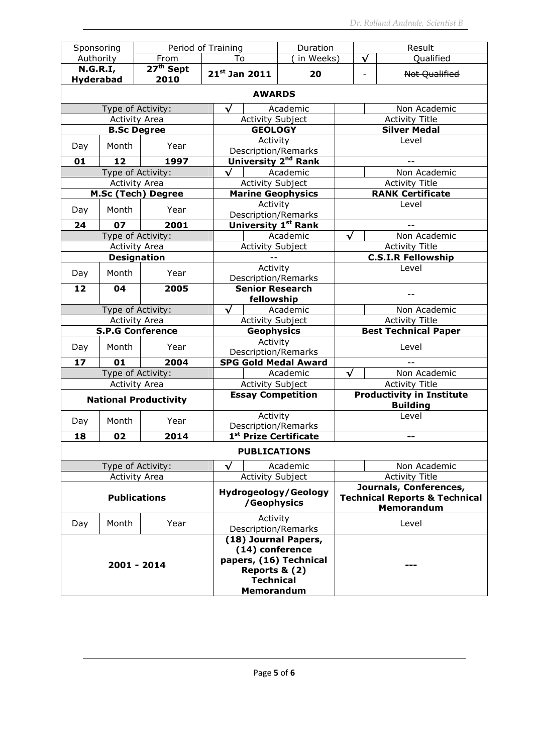| Sponsoring Authority | Period of Training From | To | Duration ( in Weeks) | √ | Qualified |
|---|---|---|---|---|---|
| **N.G.R.I, Hyderabad** | **27th Sept 2010** | **21st Jan 2011** | **20** | - | ~~Not Qualified~~ |

## AWARDS

| Type of Activity: | | | √ | Academic | | Non Academic |
|---|---|---|---|---|---|---|
| Activity Area | | | Activity Subject | | Activity Title | |
| **B.Sc Degree** | | | **GEOLOGY** | | **Silver Medal** | |
| Day | Month | Year | Activity Description/Remarks | | Level | |
| **01** | **12** | **1997** | **University 2nd Rank** | | -- | |
| Type of Activity: | | | √ | Academic | | Non Academic |
| Activity Area | | | Activity Subject | | Activity Title | |
| **M.Sc (Tech) Degree** | | | **Marine Geophysics** | | **RANK Certificate** | |
| Day | Month | Year | Activity Description/Remarks | | Level | |
| **24** | **07** | **2001** | **University 1st Rank** | | -- | |
| Type of Activity: | | | | Academic | √ | Non Academic |
| Activity Area | | | Activity Subject | | Activity Title | |
| **Designation** | | | -- | | **C.S.I.R Fellowship** | |
| Day | Month | Year | Activity Description/Remarks | | Level | |
| **12** | **04** | **2005** | **Senior Research fellowship** | | -- | |
| Type of Activity: | | | √ | Academic | | Non Academic |
| Activity Area | | | Activity Subject | | Activity Title | |
| **S.P.G Conference** | | | **Geophysics** | | **Best Technical Paper** | |
| Day | Month | Year | Activity Description/Remarks | | Level | |
| **17** | **01** | **2004** | **SPG Gold Medal Award** | | -- | |
| Type of Activity: | | | | Academic | √ | Non Academic |
| Activity Area | | | Activity Subject | | Activity Title | |
| **National Productivity** | | | **Essay Competition** | | **Productivity in Institute Building** | |
| Day | Month | Year | Activity Description/Remarks | | Level | |
| **18** | **02** | **2014** | **1st Prize Certificate** | | **--** | |

## PUBLICATIONS

| Type of Activity: | | | √ | Academic | | Non Academic |
|---|---|---|---|---|---|---|
| Activity Area | | | Activity Subject | | Activity Title | |
| **Publications** | | | **Hydrogeology/Geology /Geophysics** | | **Journals, Conferences, Technical Reports & Technical Memorandum** | |
| Day | Month | Year | Activity Description/Remarks | | Level | |
| **2001 - 2014** | | | **(18) Journal Papers, (14) conference papers, (16) Technical Reports & (2) Technical Memorandum** | | **---** | |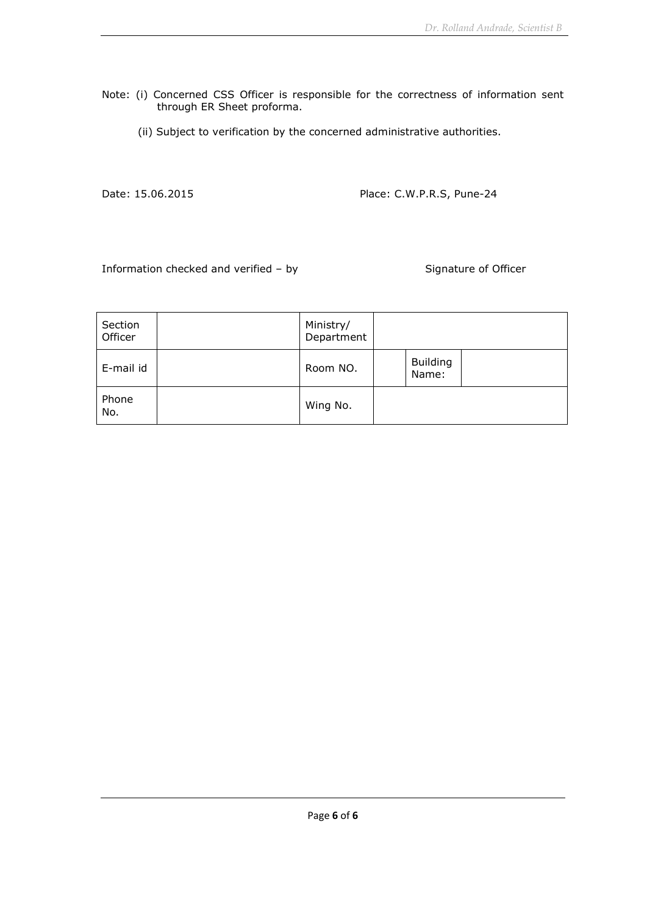Note: (i) Concerned CSS Officer is responsible for the correctness of information sent through ER Sheet proforma.

(ii) Subject to verification by the concerned administrative authorities.

Date: 15.06.2015 Place: C.W.P.R.S, Pune-24

Information checked and verified – by Signature of Officer

| | | | | | |
|---|---|---|---|---|---|
| Section Officer | | Ministry/ Department | | | |
| E-mail id | | Room NO. | | Building Name: | |
| Phone No. | | Wing No. | | | |